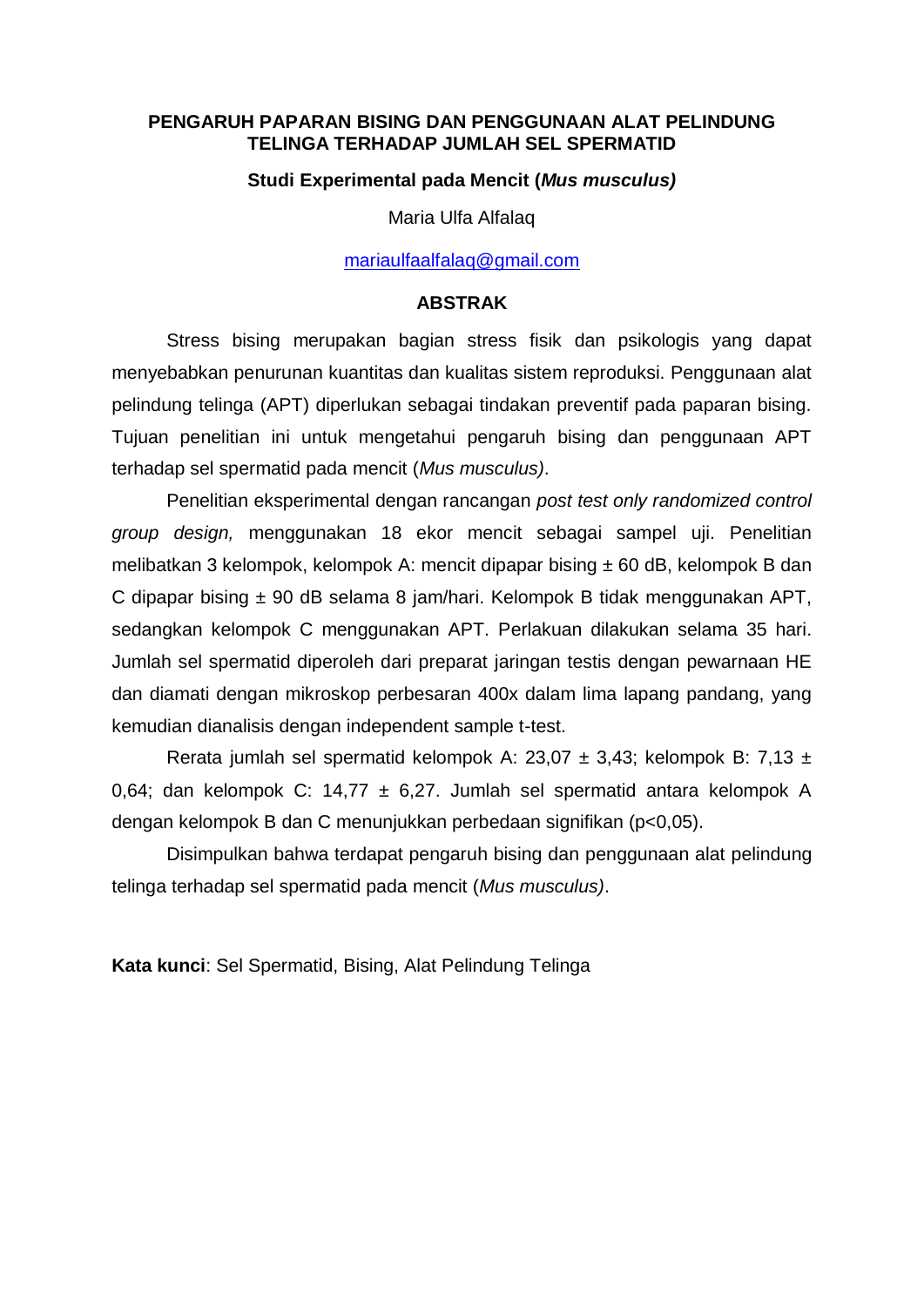# PENGARUH PAPARAN BISING DAN PENGGUNAAN ALAT PELINDUNG TELINGA TERHADAP JUMLAH SEL SPERMATID

### Studi Experimental pada Mencit (*Mus musculus)*

Maria Ulfa Alfalaq

mariaulfaalfalaq@gmail.com

## ABSTRAK

Stress bising merupakan bagian stress fisik dan psikologis yang dapat menyebabkan penurunan kuantitas dan kualitas sistem reproduksi. Penggunaan alat pelindung telinga (APT) diperlukan sebagai tindakan preventif pada paparan bising. Tujuan penelitian ini untuk mengetahui pengaruh bising dan penggunaan APT terhadap sel spermatid pada mencit (*Mus musculus)*.

Penelitian eksperimental dengan rancangan *post test only randomized control group design,* menggunakan 18 ekor mencit sebagai sampel uji. Penelitian melibatkan 3 kelompok, kelompok A: mencit dipapar bising ± 60 dB, kelompok B dan C dipapar bising ± 90 dB selama 8 jam/hari. Kelompok B tidak menggunakan APT, sedangkan kelompok C menggunakan APT. Perlakuan dilakukan selama 35 hari. Jumlah sel spermatid diperoleh dari preparat jaringan testis dengan pewarnaan HE dan diamati dengan mikroskop perbesaran 400x dalam lima lapang pandang, yang kemudian dianalisis dengan independent sample t-test.

Rerata jumlah sel spermatid kelompok A: 23,07 ± 3,43; kelompok B: 7,13 ± 0,64; dan kelompok C: 14,77 ± 6,27. Jumlah sel spermatid antara kelompok A dengan kelompok B dan C menunjukkan perbedaan signifikan ($p<0,05$).

Disimpulkan bahwa terdapat pengaruh bising dan penggunaan alat pelindung telinga terhadap sel spermatid pada mencit (*Mus musculus)*.

**Kata kunci**: Sel Spermatid, Bising, Alat Pelindung Telinga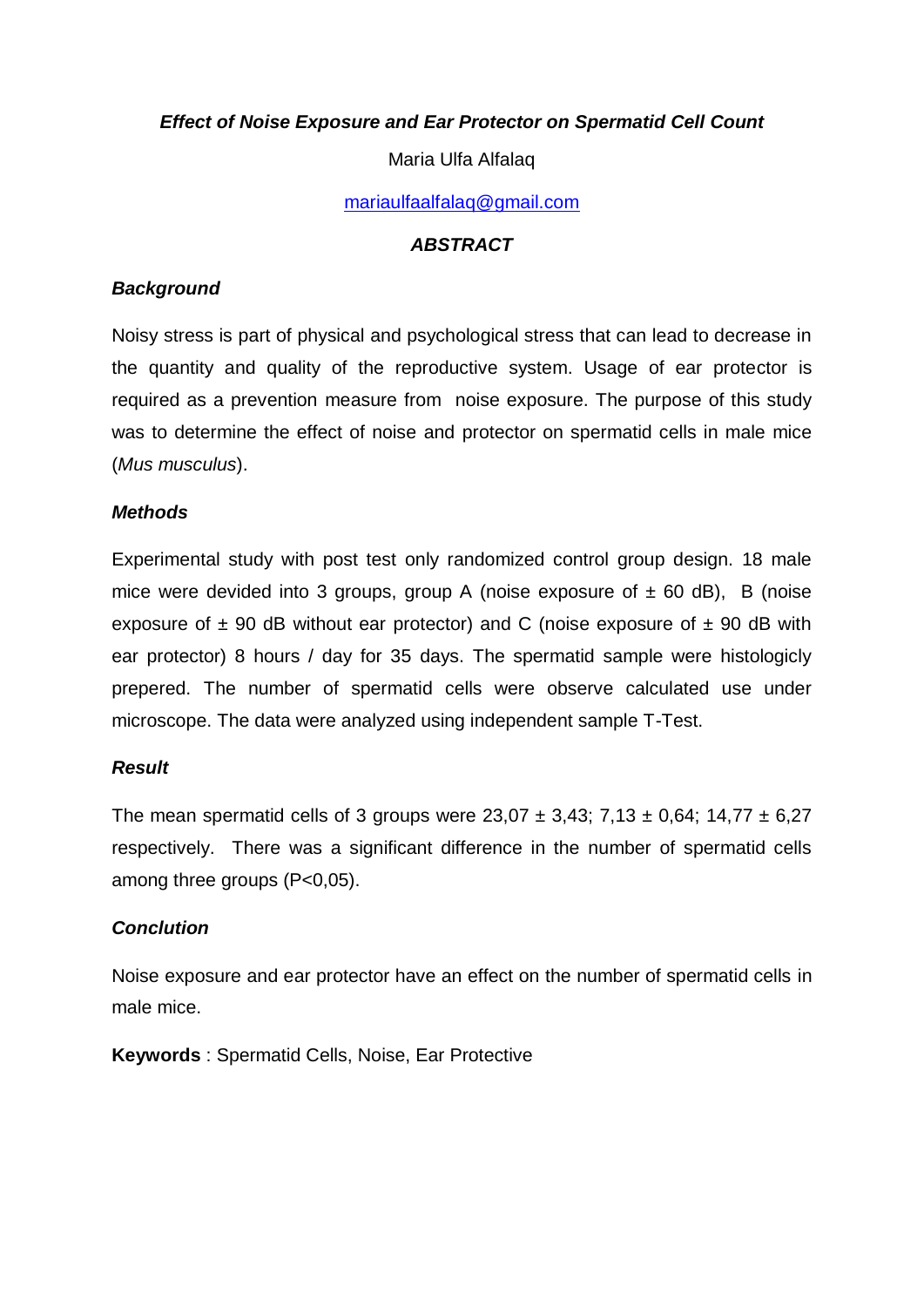***Effect of Noise Exposure and Ear Protector on Spermatid Cell Count***

Maria Ulfa Alfalaq

mariaulfaalfalaq@gmail.com

## ***ABSTRACT***

### ***Background***

Noisy stress is part of physical and psychological stress that can lead to decrease in the quantity and quality of the reproductive system. Usage of ear protector is required as a prevention measure from noise exposure. The purpose of this study was to determine the effect of noise and protector on spermatid cells in male mice (*Mus musculus*).

### ***Methods***

Experimental study with post test only randomized control group design. 18 male mice were devided into 3 groups, group A (noise exposure of ± 60 dB), B (noise exposure of ± 90 dB without ear protector) and C (noise exposure of ± 90 dB with ear protector) 8 hours / day for 35 days. The spermatid sample were histologicly prepered. The number of spermatid cells were observe calculated use under microscope. The data were analyzed using independent sample T-Test.

### ***Result***

The mean spermatid cells of 3 groups were 23,07 ± 3,43; 7,13 ± 0,64; 14,77 ± 6,27 respectively. There was a significant difference in the number of spermatid cells among three groups (P<0,05).

### ***Conclution***

Noise exposure and ear protector have an effect on the number of spermatid cells in male mice.

**Keywords** : Spermatid Cells, Noise, Ear Protective